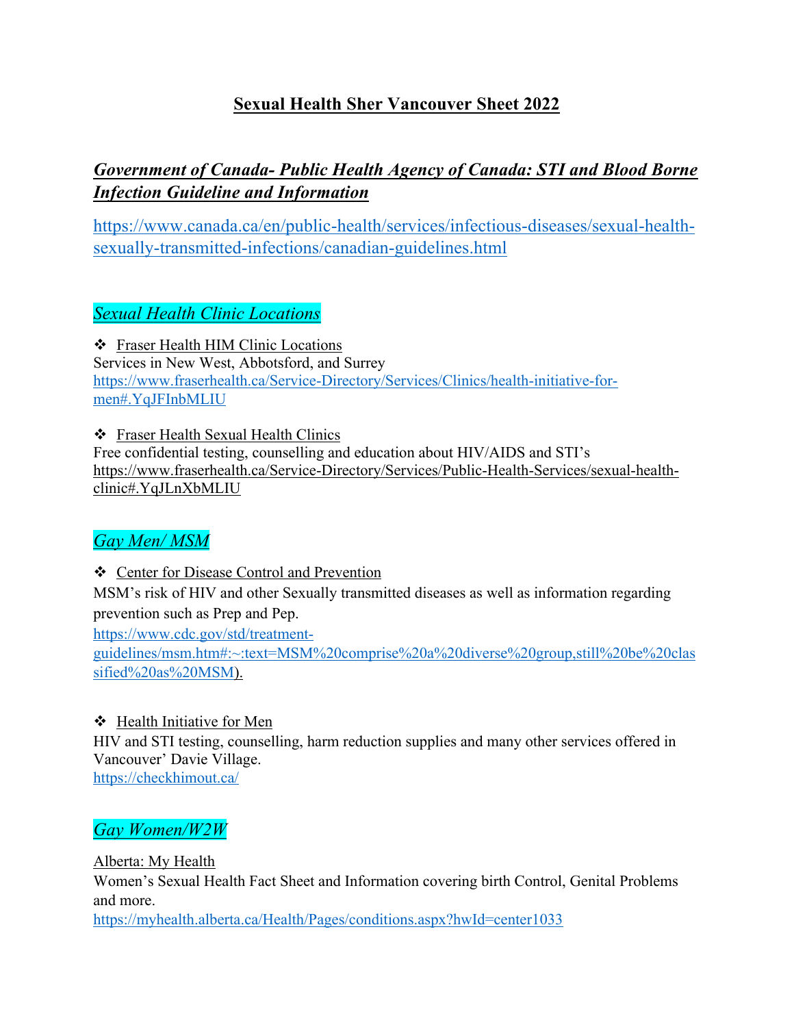// Sexual Health Sher Vancouver Sheet 2022 — title text as visible on page

# Sexual Health Sher Vancouver Sheet 2022

## *Government of Canada- Public Health Agency of Canada: STI and Blood Borne Infection Guideline and Information*

https://www.canada.ca/en/public-health/services/infectious-diseases/sexual-health-sexually-transmitted-infections/canadian-guidelines.html

### *Sexual Health Clinic Locations*

- Fraser Health HIM Clinic Locations
  Services in New West, Abbotsford, and Surrey
  https://www.fraserhealth.ca/Service-Directory/Services/Clinics/health-initiative-for-men#.YqJFInbMLIU

- Fraser Health Sexual Health Clinics
  Free confidential testing, counselling and education about HIV/AIDS and STI's
  https://www.fraserhealth.ca/Service-Directory/Services/Public-Health-Services/sexual-health-clinic#.YqJLnXbMLIU

### *Gay Men/ MSM*

- Center for Disease Control and Prevention
  MSM's risk of HIV and other Sexually transmitted diseases as well as information regarding prevention such as Prep and Pep.
  https://www.cdc.gov/std/treatment-guidelines/msm.htm#:~:text=MSM%20comprise%20a%20diverse%20group,still%20be%20classified%20as%20MSM).

- Health Initiative for Men
  HIV and STI testing, counselling, harm reduction supplies and many other services offered in Vancouver' Davie Village.
  https://checkhimout.ca/

### *Gay Women/W2W*

Alberta: My Health
Women's Sexual Health Fact Sheet and Information covering birth Control, Genital Problems and more.
https://myhealth.alberta.ca/Health/Pages/conditions.aspx?hwId=center1033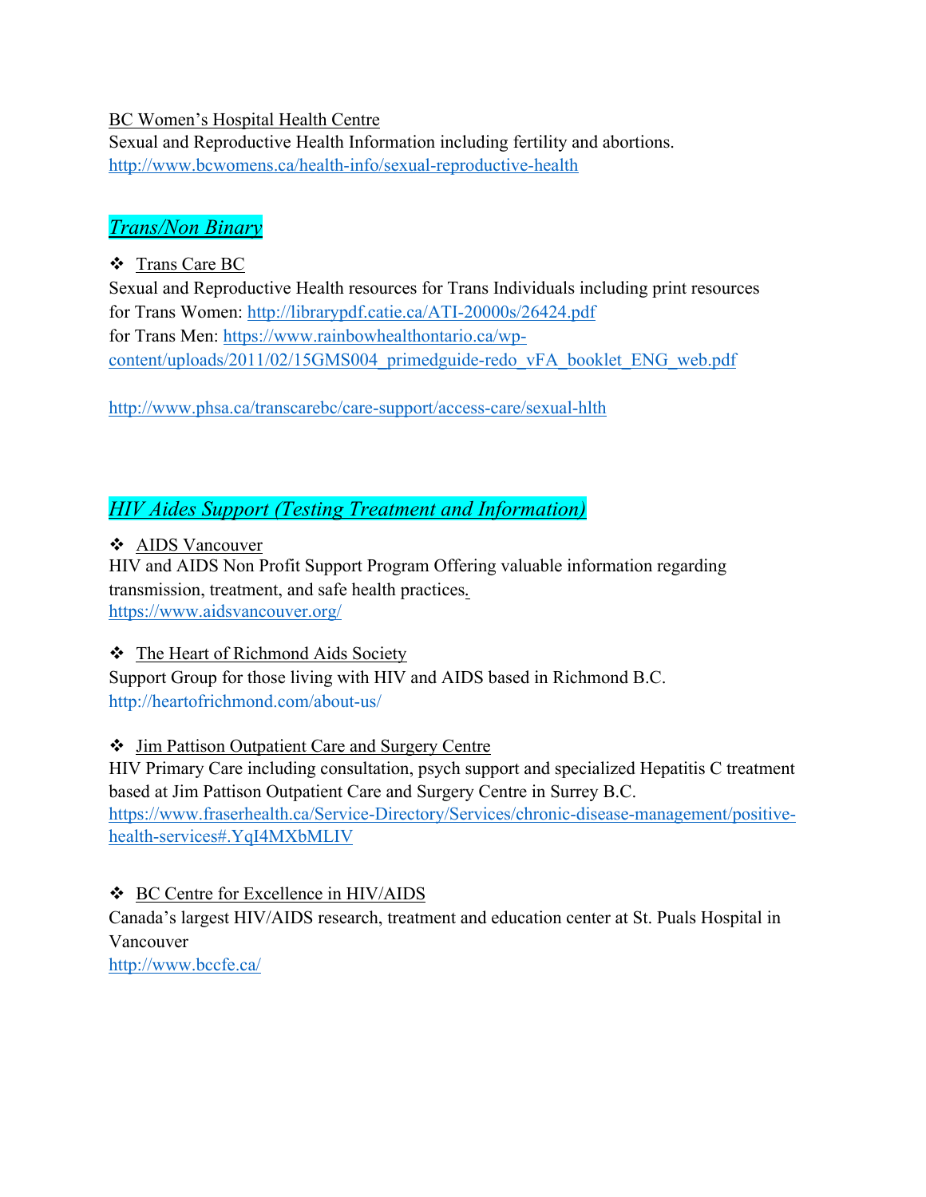BC Women's Hospital Health Centre
Sexual and Reproductive Health Information including fertility and abortions.
http://www.bcwomens.ca/health-info/sexual-reproductive-health

## *Trans/Non Binary*

- Trans Care BC

Sexual and Reproductive Health resources for Trans Individuals including print resources
for Trans Women: http://librarypdf.catie.ca/ATI-20000s/26424.pdf
for Trans Men: https://www.rainbowhealthontario.ca/wp-content/uploads/2011/02/15GMS004_primedguide-redo_vFA_booklet_ENG_web.pdf

http://www.phsa.ca/transcarebc/care-support/access-care/sexual-hlth

## *HIV Aides Support (Testing Treatment and Information)*

- AIDS Vancouver

HIV and AIDS Non Profit Support Program Offering valuable information regarding transmission, treatment, and safe health practices.
https://www.aidsvancouver.org/

- The Heart of Richmond Aids Society

Support Group for those living with HIV and AIDS based in Richmond B.C.
http://heartofrichmond.com/about-us/

- Jim Pattison Outpatient Care and Surgery Centre

HIV Primary Care including consultation, psych support and specialized Hepatitis C treatment based at Jim Pattison Outpatient Care and Surgery Centre in Surrey B.C.
https://www.fraserhealth.ca/Service-Directory/Services/chronic-disease-management/positive-health-services#.YqI4MXbMLIV

- BC Centre for Excellence in HIV/AIDS

Canada's largest HIV/AIDS research, treatment and education center at St. Puals Hospital in Vancouver
http://www.bccfe.ca/